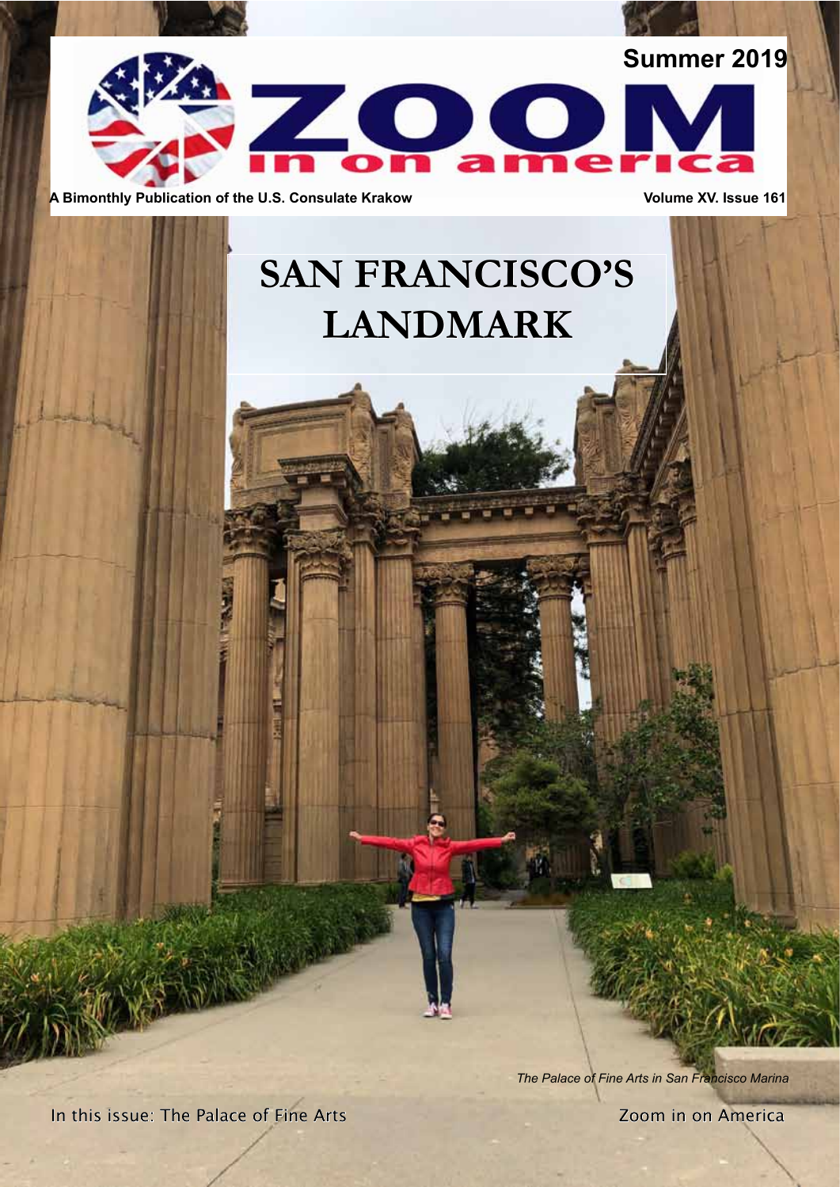Summer 2019

# ZOOM in on america

A Bimonthly Publication of the U.S. Consulate Krakow

Volume XV. Issue 161

# SAN FRANCISCO'S LANDMARK

*The Palace of Fine Arts in San Francisco Marina*

In this issue: The Palace of Fine Arts

Zoom in on America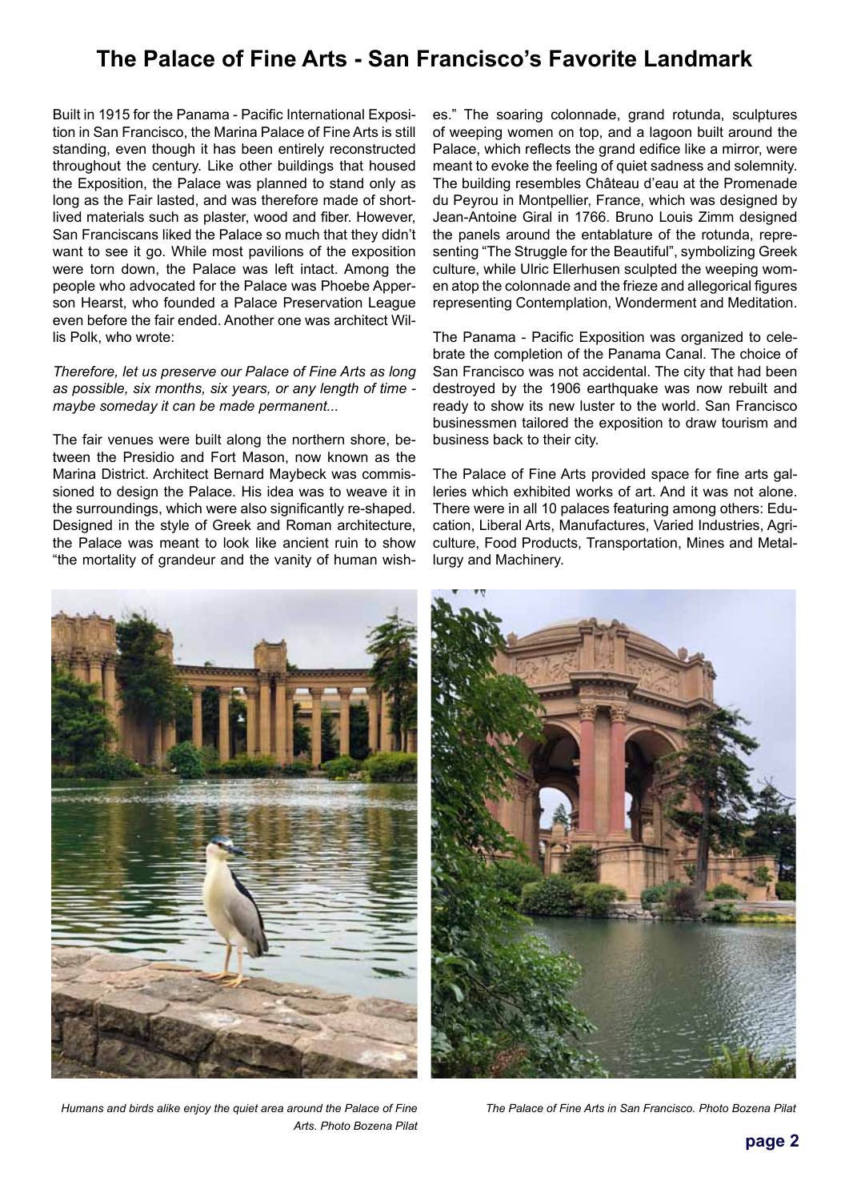# The Palace of Fine Arts - San Francisco's Favorite Landmark

Built in 1915 for the Panama - Pacific International Exposition in San Francisco, the Marina Palace of Fine Arts is still standing, even though it has been entirely reconstructed throughout the century. Like other buildings that housed the Exposition, the Palace was planned to stand only as long as the Fair lasted, and was therefore made of short-lived materials such as plaster, wood and fiber. However, San Franciscans liked the Palace so much that they didn't want to see it go. While most pavilions of the exposition were torn down, the Palace was left intact. Among the people who advocated for the Palace was Phoebe Apperson Hearst, who founded a Palace Preservation League even before the fair ended. Another one was architect Willis Polk, who wrote:

*Therefore, let us preserve our Palace of Fine Arts as long as possible, six months, six years, or any length of time - maybe someday it can be made permanent...*

The fair venues were built along the northern shore, between the Presidio and Fort Mason, now known as the Marina District. Architect Bernard Maybeck was commissioned to design the Palace. His idea was to weave it in the surroundings, which were also significantly re-shaped. Designed in the style of Greek and Roman architecture, the Palace was meant to look like ancient ruin to show "the mortality of grandeur and the vanity of human wishes." The soaring colonnade, grand rotunda, sculptures of weeping women on top, and a lagoon built around the Palace, which reflects the grand edifice like a mirror, were meant to evoke the feeling of quiet sadness and solemnity. The building resembles Château d'eau at the Promenade du Peyrou in Montpellier, France, which was designed by Jean-Antoine Giral in 1766. Bruno Louis Zimm designed the panels around the entablature of the rotunda, representing "The Struggle for the Beautiful", symbolizing Greek culture, while Ulric Ellerhusen sculpted the weeping women atop the colonnade and the frieze and allegorical figures representing Contemplation, Wonderment and Meditation.

The Panama - Pacific Exposition was organized to celebrate the completion of the Panama Canal. The choice of San Francisco was not accidental. The city that had been destroyed by the 1906 earthquake was now rebuilt and ready to show its new luster to the world. San Francisco businessmen tailored the exposition to draw tourism and business back to their city.

The Palace of Fine Arts provided space for fine arts galleries which exhibited works of art. And it was not alone. There were in all 10 palaces featuring among others: Education, Liberal Arts, Manufactures, Varied Industries, Agriculture, Food Products, Transportation, Mines and Metallurgy and Machinery.

*Humans and birds alike enjoy the quiet area around the Palace of Fine Arts. Photo Bozena Pilat*

*The Palace of Fine Arts in San Francisco. Photo Bozena Pilat*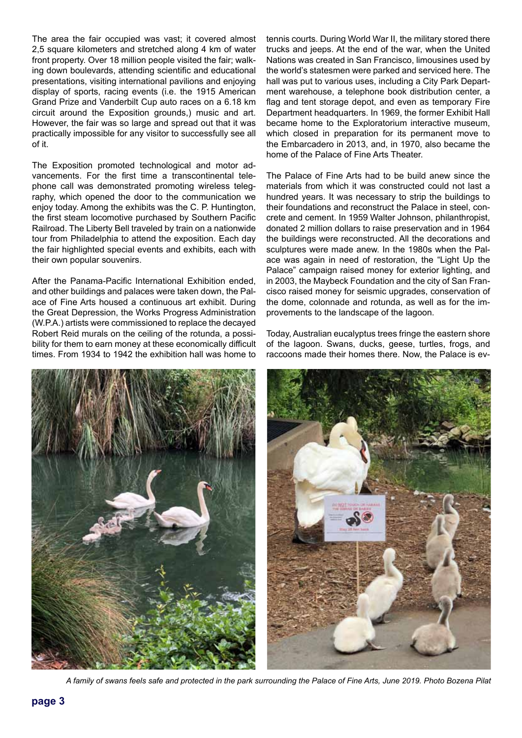The area the fair occupied was vast; it covered almost 2,5 square kilometers and stretched along 4 km of water front property. Over 18 million people visited the fair; walking down boulevards, attending scientific and educational presentations, visiting international pavilions and enjoying display of sports, racing events (i.e. the 1915 American Grand Prize and Vanderbilt Cup auto races on a 6.18 km circuit around the Exposition grounds,) music and art. However, the fair was so large and spread out that it was practically impossible for any visitor to successfully see all of it.

The Exposition promoted technological and motor advancements. For the first time a transcontinental telephone call was demonstrated promoting wireless telegraphy, which opened the door to the communication we enjoy today. Among the exhibits was the C. P. Huntington, the first steam locomotive purchased by Southern Pacific Railroad. The Liberty Bell traveled by train on a nationwide tour from Philadelphia to attend the exposition. Each day the fair highlighted special events and exhibits, each with their own popular souvenirs.

After the Panama-Pacific International Exhibition ended, and other buildings and palaces were taken down, the Palace of Fine Arts housed a continuous art exhibit. During the Great Depression, the Works Progress Administration (W.P.A.) artists were commissioned to replace the decayed Robert Reid murals on the ceiling of the rotunda, a possibility for them to earn money at these economically difficult times. From 1934 to 1942 the exhibition hall was home to tennis courts. During World War II, the military stored there trucks and jeeps. At the end of the war, when the United Nations was created in San Francisco, limousines used by the world's statesmen were parked and serviced here. The hall was put to various uses, including a City Park Department warehouse, a telephone book distribution center, a flag and tent storage depot, and even as temporary Fire Department headquarters. In 1969, the former Exhibit Hall became home to the Exploratorium interactive museum, which closed in preparation for its permanent move to the Embarcadero in 2013, and, in 1970, also became the home of the Palace of Fine Arts Theater.

The Palace of Fine Arts had to be build anew since the materials from which it was constructed could not last a hundred years. It was necessary to strip the buildings to their foundations and reconstruct the Palace in steel, concrete and cement. In 1959 Walter Johnson, philanthropist, donated 2 million dollars to raise preservation and in 1964 the buildings were reconstructed. All the decorations and sculptures were made anew. In the 1980s when the Palace was again in need of restoration, the "Light Up the Palace" campaign raised money for exterior lighting, and in 2003, the Maybeck Foundation and the city of San Francisco raised money for seismic upgrades, conservation of the dome, colonnade and rotunda, as well as for the improvements to the landscape of the lagoon.

Today, Australian eucalyptus trees fringe the eastern shore of the lagoon. Swans, ducks, geese, turtles, frogs, and raccoons made their homes there. Now, the Palace is ev-

*A family of swans feels safe and protected in the park surrounding the Palace of Fine Arts, June 2019. Photo Bozena Pilat*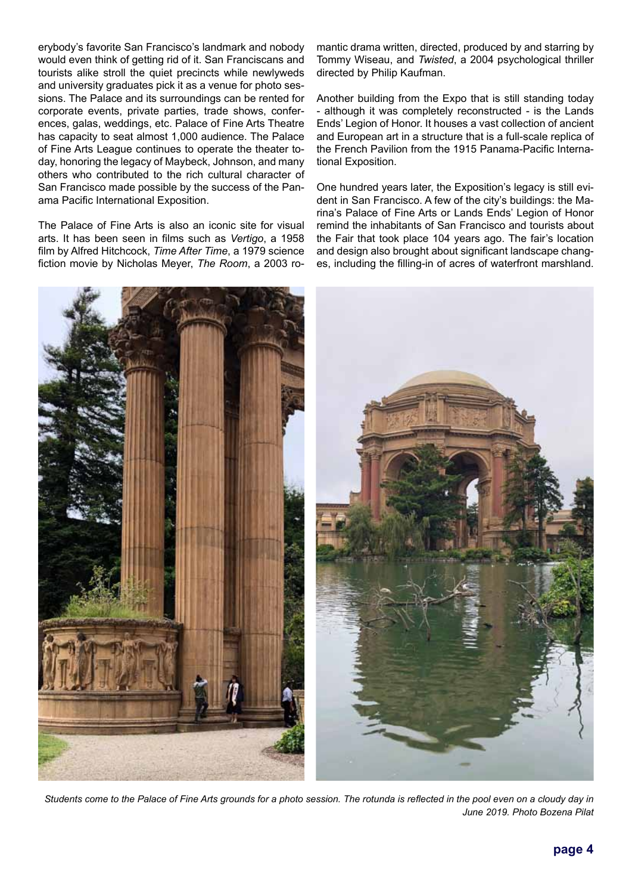erybody's favorite San Francisco's landmark and nobody would even think of getting rid of it. San Franciscans and tourists alike stroll the quiet precincts while newlyweds and university graduates pick it as a venue for photo sessions. The Palace and its surroundings can be rented for corporate events, private parties, trade shows, conferences, galas, weddings, etc. Palace of Fine Arts Theatre has capacity to seat almost 1,000 audience. The Palace of Fine Arts League continues to operate the theater today, honoring the legacy of Maybeck, Johnson, and many others who contributed to the rich cultural character of San Francisco made possible by the success of the Panama Pacific International Exposition.

The Palace of Fine Arts is also an iconic site for visual arts. It has been seen in films such as *Vertigo*, a 1958 film by Alfred Hitchcock, *Time After Time*, a 1979 science fiction movie by Nicholas Meyer, *The Room*, a 2003 romantic drama written, directed, produced by and starring by Tommy Wiseau, and *Twisted*, a 2004 psychological thriller directed by Philip Kaufman.

Another building from the Expo that is still standing today - although it was completely reconstructed - is the Lands Ends' Legion of Honor. It houses a vast collection of ancient and European art in a structure that is a full-scale replica of the French Pavilion from the 1915 Panama-Pacific International Exposition.

One hundred years later, the Exposition's legacy is still evident in San Francisco. A few of the city's buildings: the Marina's Palace of Fine Arts or Lands Ends' Legion of Honor remind the inhabitants of San Francisco and tourists about the Fair that took place 104 years ago. The fair's location and design also brought about significant landscape changes, including the filling-in of acres of waterfront marshland.

*Students come to the Palace of Fine Arts grounds for a photo session. The rotunda is reflected in the pool even on a cloudy day in June 2019. Photo Bozena Pilat*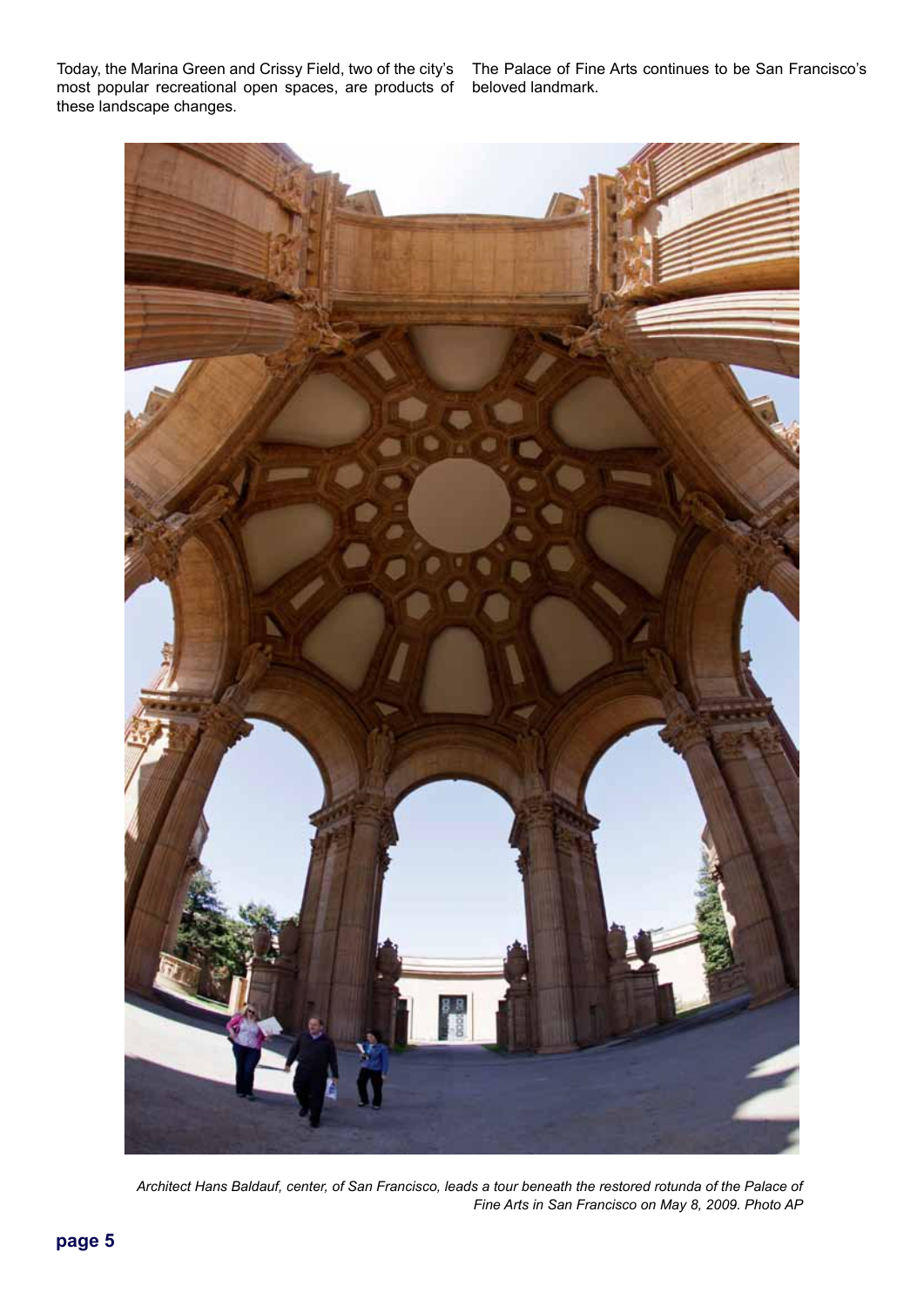Today, the Marina Green and Crissy Field, two of the city's most popular recreational open spaces, are products of these landscape changes.

The Palace of Fine Arts continues to be San Francisco's beloved landmark.

*Architect Hans Baldauf, center, of San Francisco, leads a tour beneath the restored rotunda of the Palace of Fine Arts in San Francisco on May 8, 2009. Photo AP*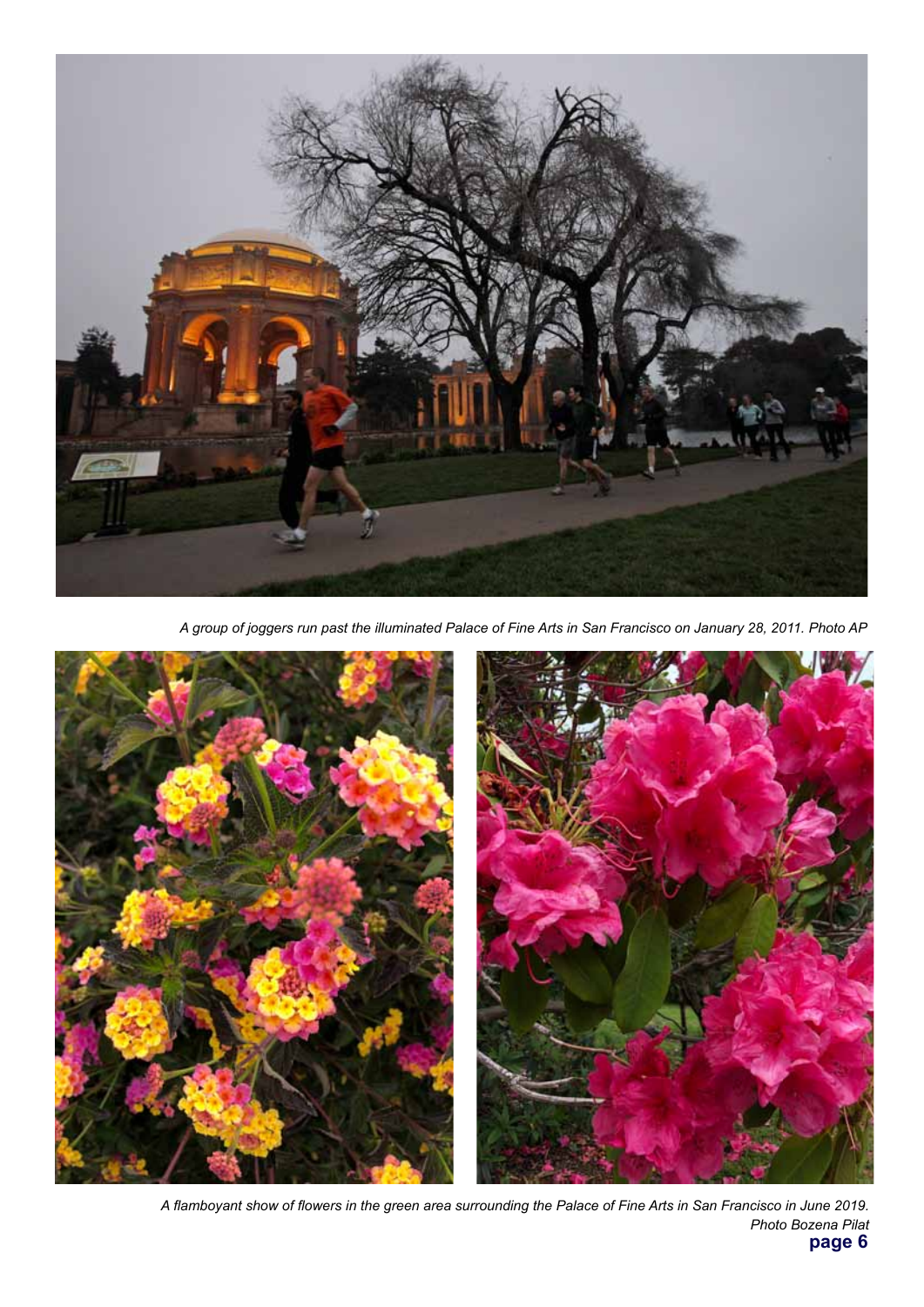*A group of joggers run past the illuminated Palace of Fine Arts in San Francisco on January 28, 2011. Photo AP*

*A flamboyant show of flowers in the green area surrounding the Palace of Fine Arts in San Francisco in June 2019. Photo Bozena Pilat*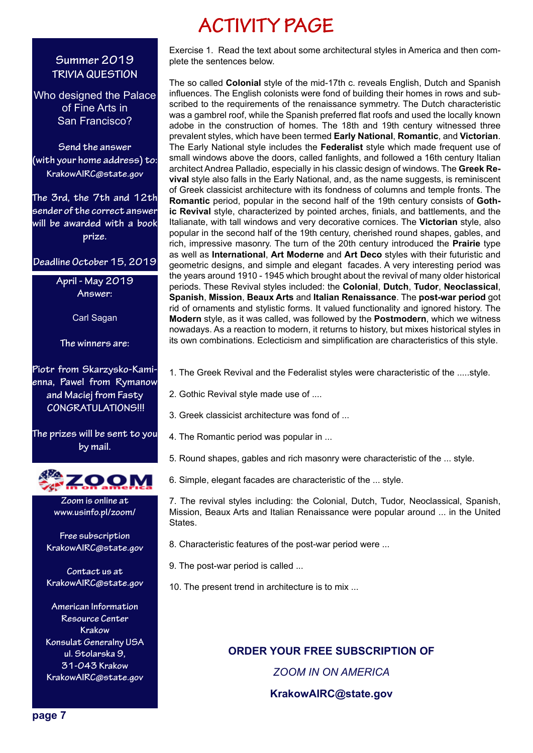# ACTIVITY PAGE

Summer 2019
TRIVIA QUESTION

Who designed the Palace of Fine Arts in San Francisco?

Send the answer (with your home address) to: KrakowAIRC@state.gov

The 3rd, the 7th and 12th sender of the correct answer will be awarded with a book prize.

Deadline October 15, 2019

April - May 2019
Answer:

Carl Sagan

The winners are:

Piotr from Skarzysko-Kamienna, Pawel from Rymanow and Maciej from Fasty
CONGRATULATIONS!!!

The prizes will be sent to you by mail.

ZOOM in on america

Zoom is online at www.usinfo.pl/zoom/

Free subscription
KrakowAIRC@state.gov

Contact us at
KrakowAIRC@state.gov

American Information Resource Center Krakow
Konsulat Generalny USA
ul. Stolarska 9,
31-043 Krakow
KrakowAIRC@state.gov

Exercise 1. Read the text about some architectural styles in America and then complete the sentences below.

The so called **Colonial** style of the mid-17th c. reveals English, Dutch and Spanish influences. The English colonists were fond of building their homes in rows and subscribed to the requirements of the renaissance symmetry. The Dutch characteristic was a gambrel roof, while the Spanish preferred flat roofs and used the locally known adobe in the construction of homes. The 18th and 19th century witnessed three prevalent styles, which have been termed **Early National**, **Romantic**, and **Victorian**. The Early National style includes the **Federalist** style which made frequent use of small windows above the doors, called fanlights, and followed a 16th century Italian architect Andrea Palladio, especially in his classic design of windows. The **Greek Revival** style also falls in the Early National, and, as the name suggests, is reminiscent of Greek classicist architecture with its fondness of columns and temple fronts. The **Romantic** period, popular in the second half of the 19th century consists of **Gothic Revival** style, characterized by pointed arches, finials, and battlements, and the Italianate, with tall windows and very decorative cornices. The **Victorian** style, also popular in the second half of the 19th century, cherished round shapes, gables, and rich, impressive masonry. The turn of the 20th century introduced the **Prairie** type as well as **International**, **Art Moderne** and **Art Deco** styles with their futuristic and geometric designs, and simple and elegant facades. A very interesting period was the years around 1910 - 1945 which brought about the revival of many older historical periods. These Revival styles included: the **Colonial**, **Dutch**, **Tudor**, **Neoclassical**, **Spanish**, **Mission**, **Beaux Arts** and **Italian Renaissance**. The **post-war period** got rid of ornaments and stylistic forms. It valued functionality and ignored history. The **Modern** style, as it was called, was followed by the **Postmodern**, which we witness nowadays. As a reaction to modern, it returns to history, but mixes historical styles in its own combinations. Eclecticism and simplification are characteristics of this style.

1. The Greek Revival and the Federalist styles were characteristic of the .....style.

2. Gothic Revival style made use of ....

3. Greek classicist architecture was fond of ...

4. The Romantic period was popular in ...

5. Round shapes, gables and rich masonry were characteristic of the ... style.

6. Simple, elegant facades are characteristic of the ... style.

7. The revival styles including: the Colonial, Dutch, Tudor, Neoclassical, Spanish, Mission, Beaux Arts and Italian Renaissance were popular around ... in the United States.

8. Characteristic features of the post-war period were ...

9. The post-war period is called ...

10. The present trend in architecture is to mix ...

**ORDER YOUR FREE SUBSCRIPTION OF**

***ZOOM IN ON AMERICA***

**KrakowAIRC@state.gov**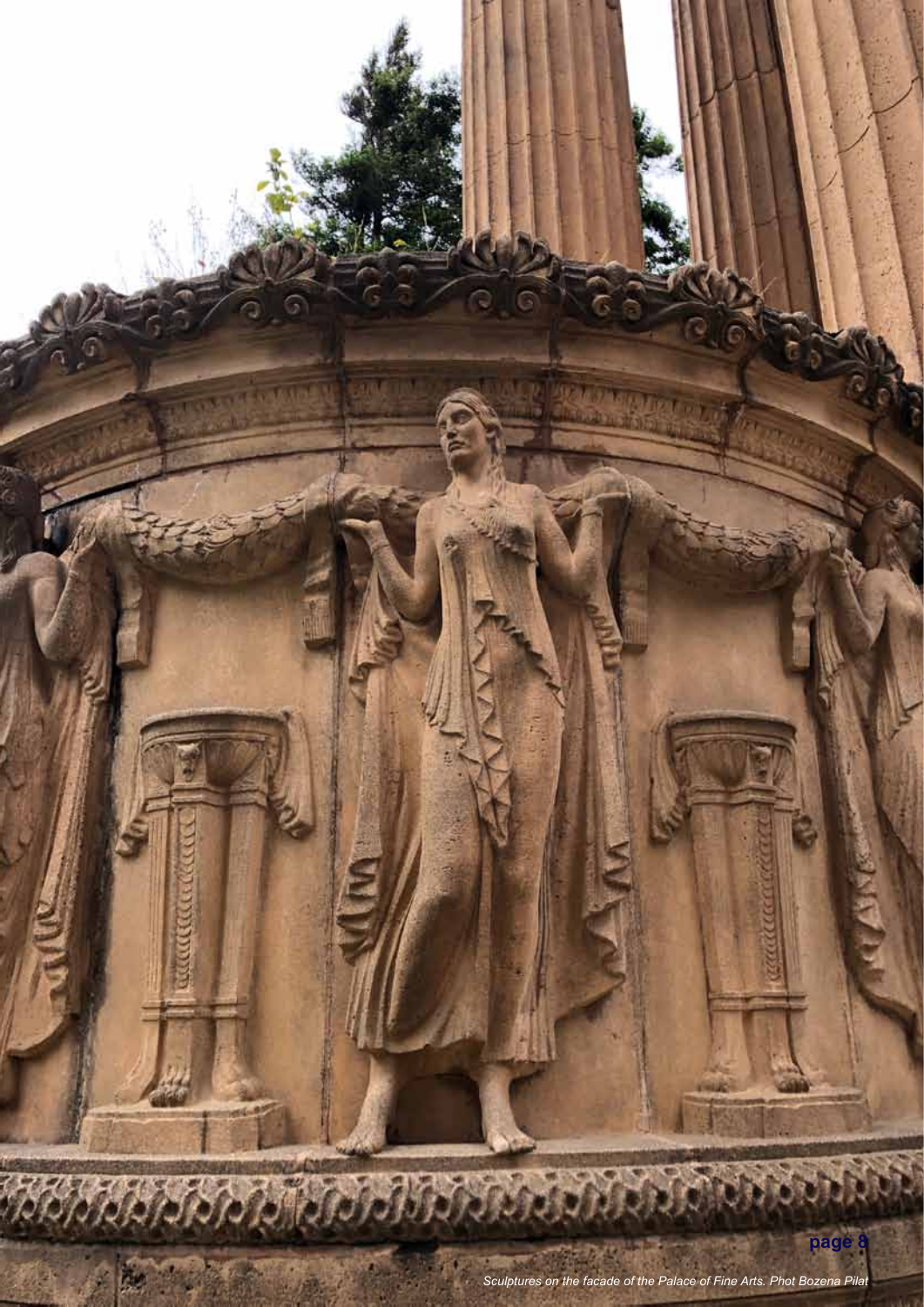*Sculptures on the facade of the Palace of Fine Arts. Phot Bozena Pilat*